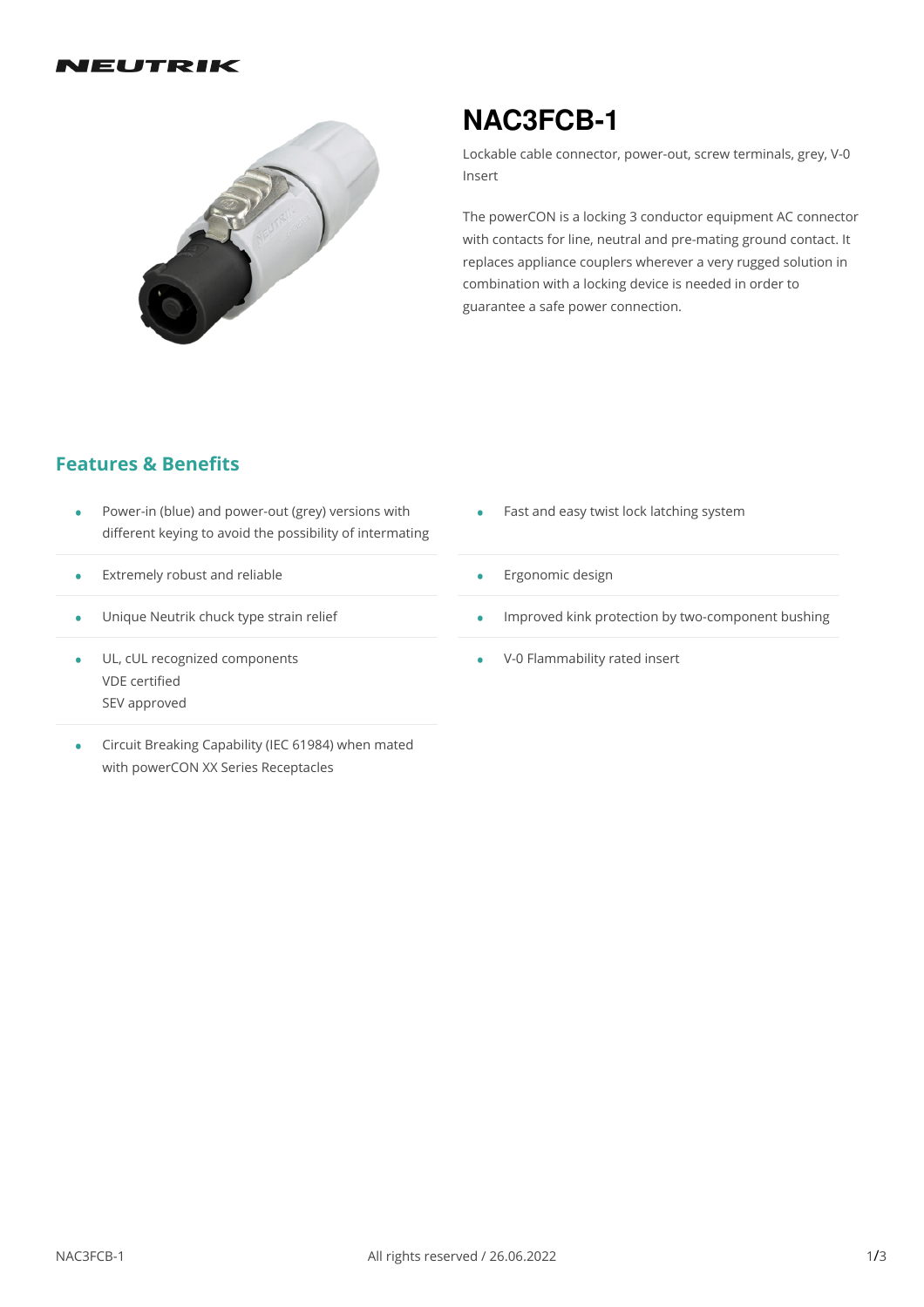NEUTRIK

# NAC3FCB-1

Lockable cable connector, power-out, screw terminals, grey, V-0 Insert

The powerCON is a locking 3 conductor equipment AC connector with contacts for line, neutral and pre-mating ground contact. It replaces appliance couplers wherever a very rugged solution in combination with a locking device is needed in order to guarantee a safe power connection.

## Features & Benefits

- Power-in (blue) and power-out (grey) versions with different keying to avoid the possibility of intermating
- Extremely robust and reliable
- Unique Neutrik chuck type strain relief
- UL, cUL recognized components
  VDE certified
  SEV approved
- Circuit Breaking Capability (IEC 61984) when mated with powerCON XX Series Receptacles
- Fast and easy twist lock latching system
- Ergonomic design
- Improved kink protection by two-component bushing
- V-0 Flammability rated insert

NAC3FCB-1 All rights reserved / 26.06.2022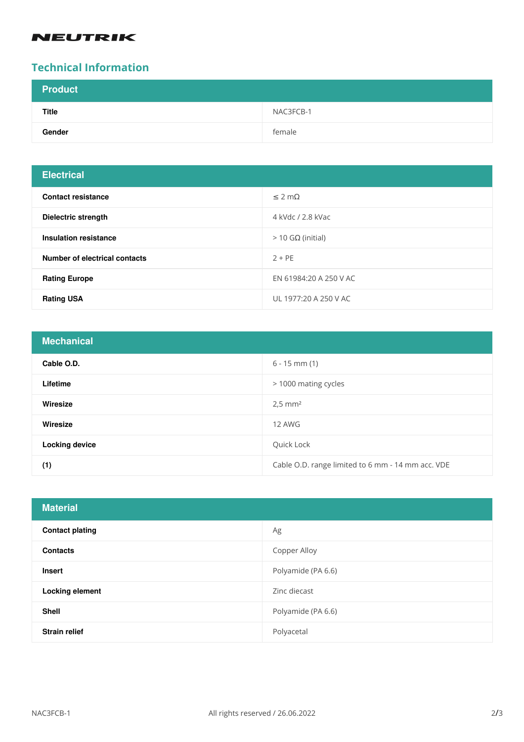NEUTRIK

## Technical Information

| Product | |
|---|---|
| **Title** | NAC3FCB-1 |
| **Gender** | female |

| Electrical | |
|---|---|
| **Contact resistance** | ≤ 2 mΩ |
| **Dielectric strength** | 4 kVdc / 2.8 kVac |
| **Insulation resistance** | > 10 GΩ (initial) |
| **Number of electrical contacts** | 2 + PE |
| **Rating Europe** | EN 61984:20 A 250 V AC |
| **Rating USA** | UL 1977:20 A 250 V AC |

| Mechanical | |
|---|---|
| **Cable O.D.** | 6 - 15 mm (1) |
| **Lifetime** | > 1000 mating cycles |
| **Wiresize** | 2,5 mm² |
| **Wiresize** | 12 AWG |
| **Locking device** | Quick Lock |
| **(1)** | Cable O.D. range limited to 6 mm - 14 mm acc. VDE |

| Material | |
|---|---|
| **Contact plating** | Ag |
| **Contacts** | Copper Alloy |
| **Insert** | Polyamide (PA 6.6) |
| **Locking element** | Zinc diecast |
| **Shell** | Polyamide (PA 6.6) |
| **Strain relief** | Polyacetal |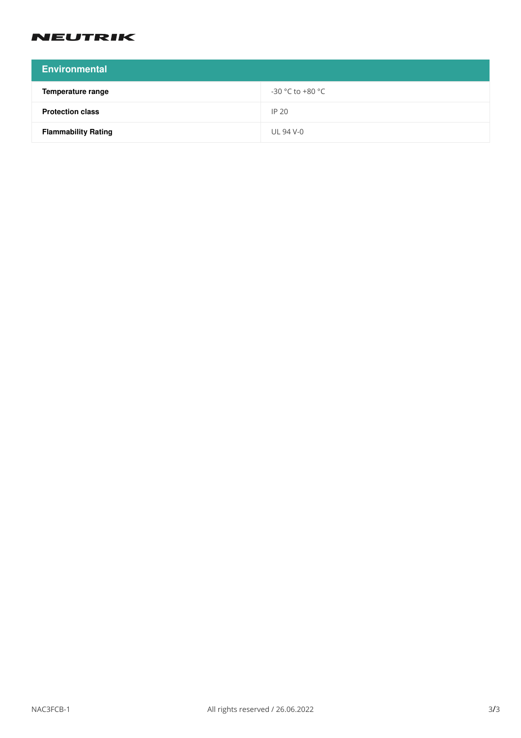## Environmental

| | |
|---|---|
| **Temperature range** | -30 °C to +80 °C |
| **Protection class** | IP 20 |
| **Flammability Rating** | UL 94 V-0 |